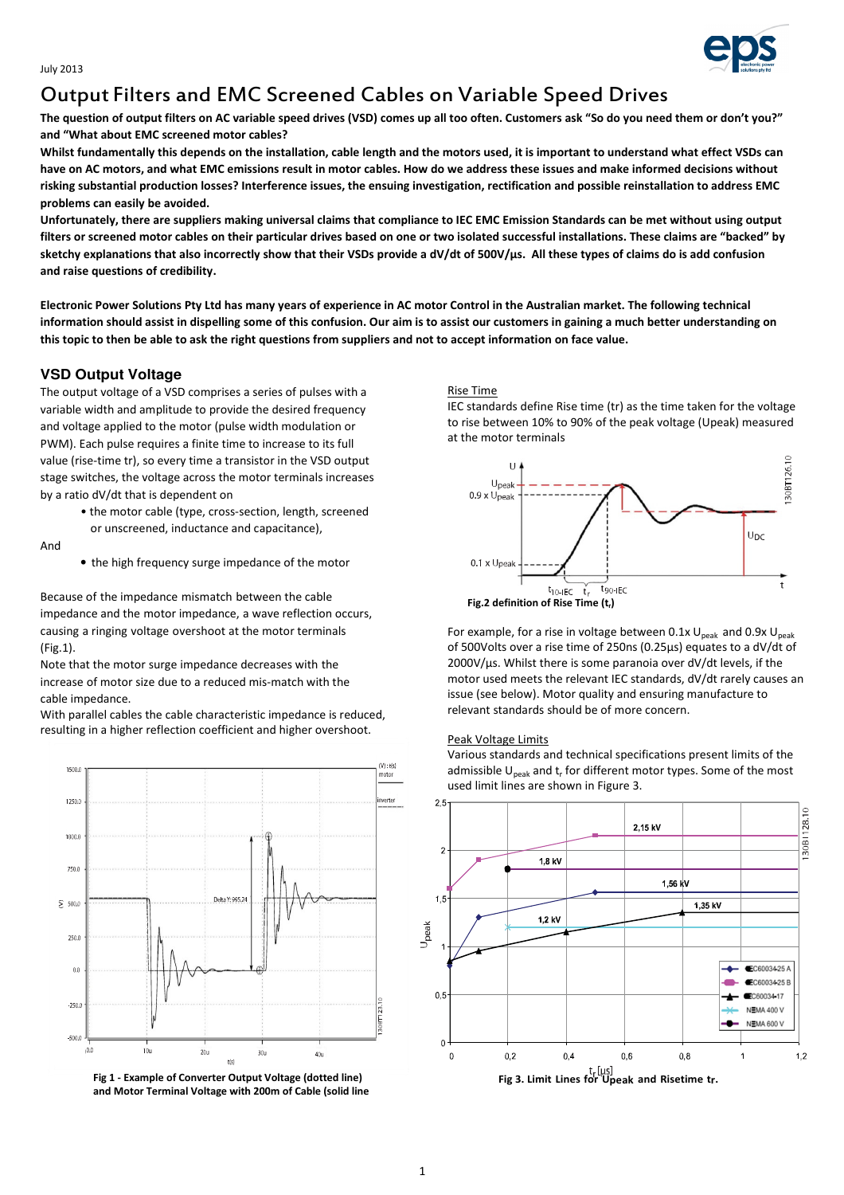July 2013

# Output Filters and EMC Screened Cables on Variable Speed Drives

**The question of output filters on AC variable speed drives (VSD) comes up all too often. Customers ask "So do you need them or don't you?" and "What about EMC screened motor cables?**

**Whilst fundamentally this depends on the installation, cable length and the motors used, it is important to understand what effect VSDs can have on AC motors, and what EMC emissions result in motor cables. How do we address these issues and make informed decisions without risking substantial production losses? Interference issues, the ensuing investigation, rectification and possible reinstallation to address EMC problems can easily be avoided.**

**Unfortunately, there are suppliers making universal claims that compliance to IEC EMC Emission Standards can be met without using output filters or screened motor cables on their particular drives based on one or two isolated successful installations. These claims are "backed" by sketchy explanations that also incorrectly show that their VSDs provide a dV/dt of 500V/µs. All these types of claims do is add confusion and raise questions of credibility.**

**Electronic Power Solutions Pty Ltd has many years of experience in AC motor Control in the Australian market. The following technical information should assist in dispelling some of this confusion. Our aim is to assist our customers in gaining a much better understanding on this topic to then be able to ask the right questions from suppliers and not to accept information on face value.**

## VSD Output Voltage

The output voltage of a VSD comprises a series of pulses with a variable width and amplitude to provide the desired frequency and voltage applied to the motor (pulse width modulation or PWM). Each pulse requires a finite time to increase to its full value (rise-time tr), so every time a transistor in the VSD output stage switches, the voltage across the motor terminals increases by a ratio dV/dt that is dependent on

- the motor cable (type, cross-section, length, screened or unscreened, inductance and capacitance),

And

- the high frequency surge impedance of the motor

Because of the impedance mismatch between the cable impedance and the motor impedance, a wave reflection occurs, causing a ringing voltage overshoot at the motor terminals (Fig.1).

Note that the motor surge impedance decreases with the increase of motor size due to a reduced mis-match with the cable impedance.

With parallel cables the cable characteristic impedance is reduced, resulting in a higher reflection coefficient and higher overshoot.

**Fig 1 - Example of Converter Output Voltage (dotted line) and Motor Terminal Voltage with 200m of Cable (solid line**

Rise Time

IEC standards define Rise time (tr) as the time taken for the voltage to rise between 10% to 90% of the peak voltage (Upeak) measured at the motor terminals

**Fig.2 definition of Rise Time ($t_r$)**

For example, for a rise in voltage between 0.1x $U_{peak}$ and 0.9x $U_{peak}$ of 500Volts over a rise time of 250ns (0.25µs) equates to a dV/dt of 2000V/µs. Whilst there is some paranoia over dV/dt levels, if the motor used meets the relevant IEC standards, dV/dt rarely causes an issue (see below). Motor quality and ensuring manufacture to relevant standards should be of more concern.

Peak Voltage Limits

Various standards and technical specifications present limits of the admissible $U_{peak}$ and $t_r$ for different motor types. Some of the most used limit lines are shown in Figure 3.

**Fig 3. Limit Lines for Upeak and Risetime tr.**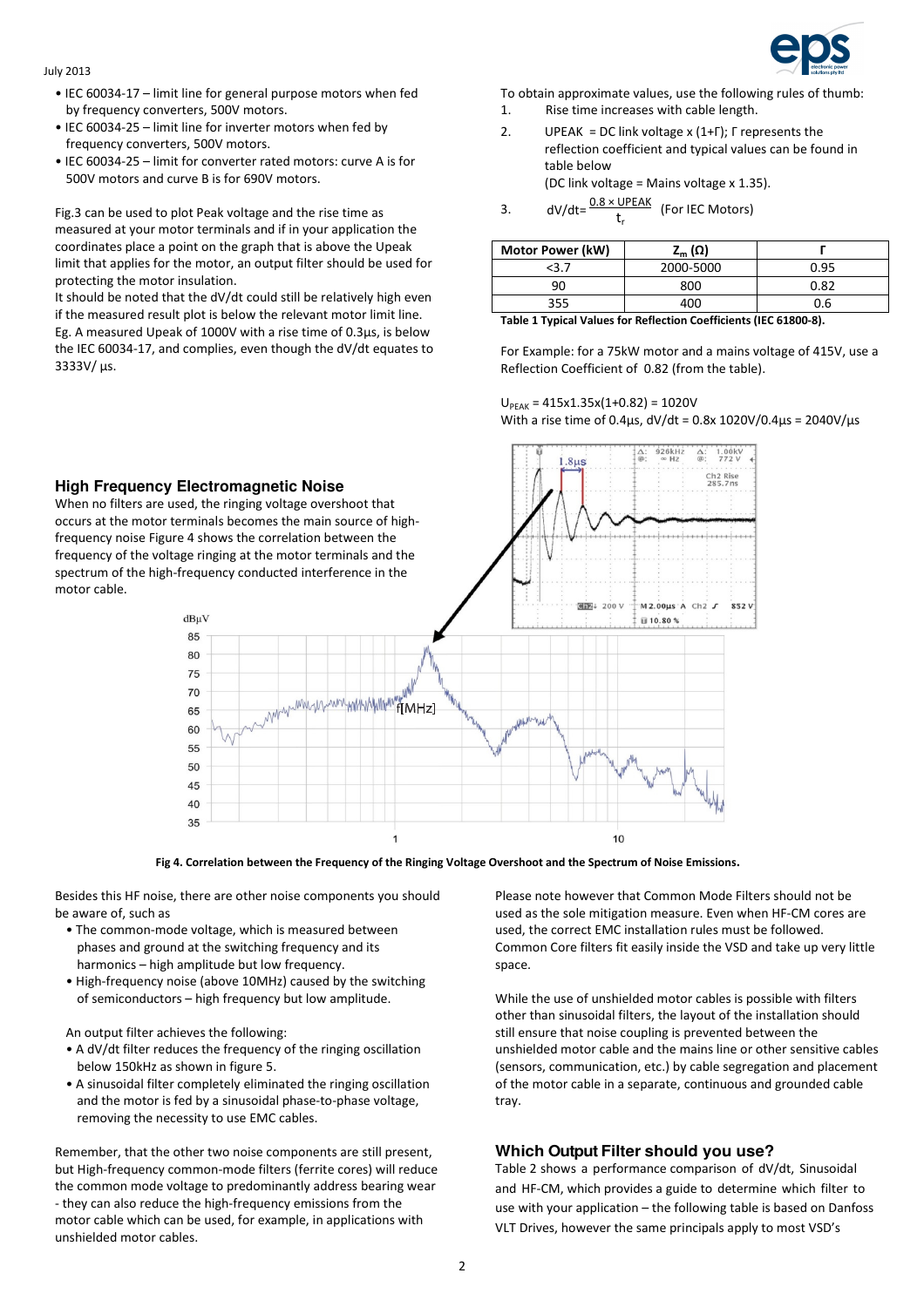- IEC 60034-17 – limit line for general purpose motors when fed by frequency converters, 500V motors.
- IEC 60034-25 – limit line for inverter motors when fed by frequency converters, 500V motors.
- IEC 60034-25 – limit for converter rated motors: curve A is for 500V motors and curve B is for 690V motors.

Fig.3 can be used to plot Peak voltage and the rise time as measured at your motor terminals and if in your application the coordinates place a point on the graph that is above the Upeak limit that applies for the motor, an output filter should be used for protecting the motor insulation.

It should be noted that the dV/dt could still be relatively high even if the measured result plot is below the relevant motor limit line. Eg. A measured Upeak of 1000V with a rise time of 0.3µs, is below the IEC 60034-17, and complies, even though the dV/dt equates to 3333V/ µs.

To obtain approximate values, use the following rules of thumb:

1. Rise time increases with cable length.
2. UPEAK = DC link voltage x (1+Γ); Γ represents the reflection coefficient and typical values can be found in table below (DC link voltage = Mains voltage x 1.35).
3. $dV/dt = \frac{0.8 \times UPEAK}{t_r}$ (For IEC Motors)

| Motor Power (kW) | $Z_m$ (Ω) | Γ |
|---|---|---|
| <3.7 | 2000-5000 | 0.95 |
| 90 | 800 | 0.82 |
| 355 | 400 | 0.6 |

**Table 1 Typical Values for Reflection Coefficients (IEC 61800-8).**

For Example: for a 75kW motor and a mains voltage of 415V, use a Reflection Coefficient of 0.82 (from the table).

$U_{PEAK}$ = 415x1.35x(1+0.82) = 1020V

With a rise time of 0.4µs, dV/dt = 0.8x 1020V/0.4µs = 2040V/µs

## High Frequency Electromagnetic Noise

When no filters are used, the ringing voltage overshoot that occurs at the motor terminals becomes the main source of high-frequency noise Figure 4 shows the correlation between the frequency of the voltage ringing at the motor terminals and the spectrum of the high-frequency conducted interference in the motor cable.

**Fig 4. Correlation between the Frequency of the Ringing Voltage Overshoot and the Spectrum of Noise Emissions.**

Besides this HF noise, there are other noise components you should be aware of, such as

- The common-mode voltage, which is measured between phases and ground at the switching frequency and its harmonics – high amplitude but low frequency.
- High-frequency noise (above 10MHz) caused by the switching of semiconductors – high frequency but low amplitude.

An output filter achieves the following:

- A dV/dt filter reduces the frequency of the ringing oscillation below 150kHz as shown in figure 5.
- A sinusoidal filter completely eliminated the ringing oscillation and the motor is fed by a sinusoidal phase-to-phase voltage, removing the necessity to use EMC cables.

Remember, that the other two noise components are still present, but High-frequency common-mode filters (ferrite cores) will reduce the common mode voltage to predominantly address bearing wear - they can also reduce the high-frequency emissions from the motor cable which can be used, for example, in applications with unshielded motor cables.

Please note however that Common Mode Filters should not be used as the sole mitigation measure. Even when HF-CM cores are used, the correct EMC installation rules must be followed. Common Core filters fit easily inside the VSD and take up very little space.

While the use of unshielded motor cables is possible with filters other than sinusoidal filters, the layout of the installation should still ensure that noise coupling is prevented between the unshielded motor cable and the mains line or other sensitive cables (sensors, communication, etc.) by cable segregation and placement of the motor cable in a separate, continuous and grounded cable tray.

## Which Output Filter should you use?

Table 2 shows a performance comparison of dV/dt, Sinusoidal and HF-CM, which provides a guide to determine which filter to use with your application – the following table is based on Danfoss VLT Drives, however the same principals apply to most VSD's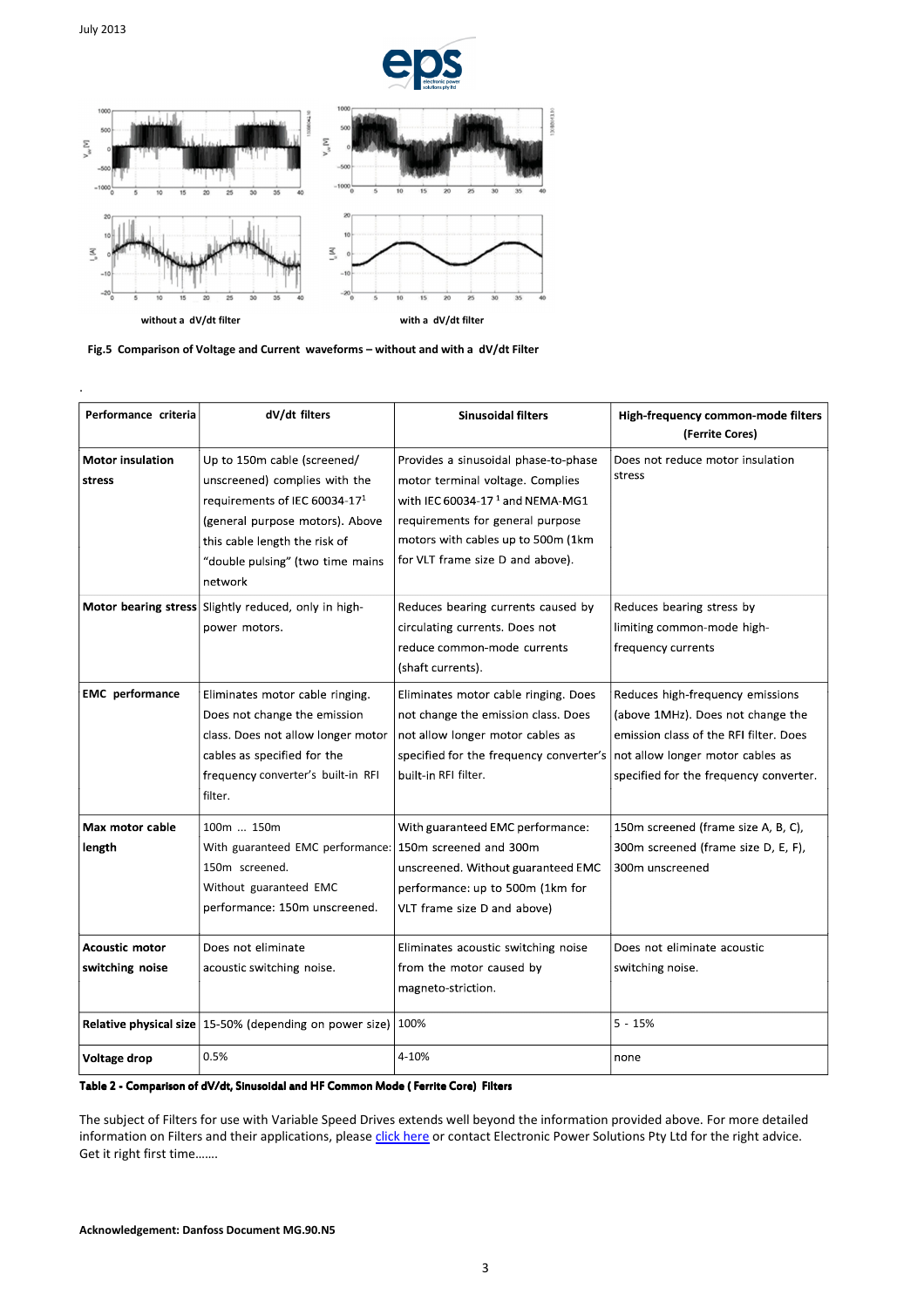1000
500
0
−500
−1000
0 5 10 15 20 25 30 35 40

1000
500
0
−500
−1000
0 5 10 15 20 25 30 35 40

20
10
0
−10
−20
0 5 10 15 20 25 30 35 40

20
10
0
−10
−20
0 5 10 15 20 25 30 35 40

without a dV/dt filter

with a dV/dt filter

**Fig.5 Comparison of Voltage and Current waveforms – without and with a dV/dt Filter**

| Performance criteria | dV/dt filters | Sinusoidal filters | High-frequency common-mode filters (Ferrite Cores) |
|---|---|---|---|
| **Motor insulation stress** | Up to 150m cable (screened/ unscreened) complies with the requirements of IEC 60034-17[1] (general purpose motors). Above this cable length the risk of "double pulsing" (two time mains network | Provides a sinusoidal phase-to-phase motor terminal voltage. Complies with IEC 60034-17 [1] and NEMA-MG1 requirements for general purpose motors with cables up to 500m (1km for VLT frame size D and above). | Does not reduce motor insulation stress |
| **Motor bearing stress** | Slightly reduced, only in high-power motors. | Reduces bearing currents caused by circulating currents. Does not reduce common-mode currents (shaft currents). | Reduces bearing stress by limiting common-mode high-frequency currents |
| **EMC performance** | Eliminates motor cable ringing. Does not change the emission class. Does not allow longer motor cables as specified for the frequency converter's built-in RFI filter. | Eliminates motor cable ringing. Does not change the emission class. Does not allow longer motor cables as specified for the frequency converter's built-in RFI filter. | Reduces high-frequency emissions (above 1MHz). Does not change the emission class of the RFI filter. Does not allow longer motor cables as specified for the frequency converter. |
| **Max motor cable length** | 100m ... 150m<br>With guaranteed EMC performance: 150m screened.<br>Without guaranteed EMC performance: 150m unscreened. | With guaranteed EMC performance: 150m screened and 300m unscreened. Without guaranteed EMC performance: up to 500m (1km for VLT frame size D and above) | 150m screened (frame size A, B, C), 300m screened (frame size D, E, F), 300m unscreened |
| **Acoustic motor switching noise** | Does not eliminate acoustic switching noise. | Eliminates acoustic switching noise from the motor caused by magneto-striction. | Does not eliminate acoustic switching noise. |
| **Relative physical size** | 15-50% (depending on power size) | 100% | 5 - 15% |
| **Voltage drop** | 0.5% | 4-10% | none |

**Table 2 - Comparison of dV/dt, Sinusoidal and HF Common Mode ( Ferrite Core) Filters**

The subject of Filters for use with Variable Speed Drives extends well beyond the information provided above. For more detailed information on Filters and their applications, please click here or contact Electronic Power Solutions Pty Ltd for the right advice. Get it right first time…….

**Acknowledgement: Danfoss Document MG.90.N5**